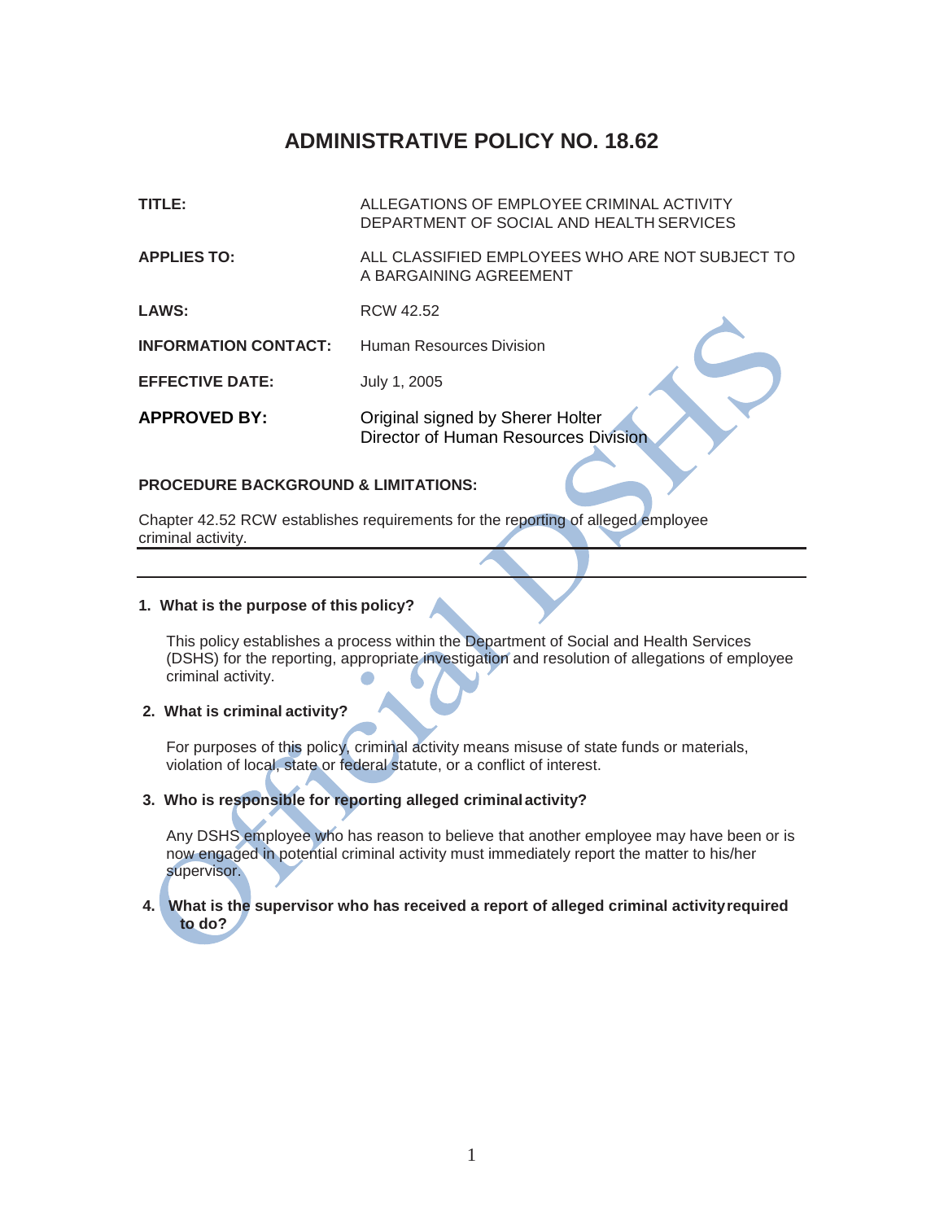# ADMINISTRATIVE POLICY NO. 18.62

| | |
|---|---|
| **TITLE:** | ALLEGATIONS OF EMPLOYEE CRIMINAL ACTIVITY DEPARTMENT OF SOCIAL AND HEALTH SERVICES |
| **APPLIES TO:** | ALL CLASSIFIED EMPLOYEES WHO ARE NOT SUBJECT TO A BARGAINING AGREEMENT |
| **LAWS:** | RCW 42.52 |
| **INFORMATION CONTACT:** | Human Resources Division |
| **EFFECTIVE DATE:** | July 1, 2005 |
| **APPROVED BY:** | Original signed by Sherer Holter<br>Director of Human Resources Division |

**PROCEDURE BACKGROUND & LIMITATIONS:**

Chapter 42.52 RCW establishes requirements for the reporting of alleged employee criminal activity.

---

**1. What is the purpose of this policy?**

This policy establishes a process within the Department of Social and Health Services (DSHS) for the reporting, appropriate investigation and resolution of allegations of employee criminal activity.

**2. What is criminal activity?**

For purposes of this policy, criminal activity means misuse of state funds or materials, violation of local, state or federal statute, or a conflict of interest.

**3. Who is responsible for reporting alleged criminal activity?**

Any DSHS employee who has reason to believe that another employee may have been or is now engaged in potential criminal activity must immediately report the matter to his/her supervisor.

**4. What is the supervisor who has received a report of alleged criminal activity required to do?**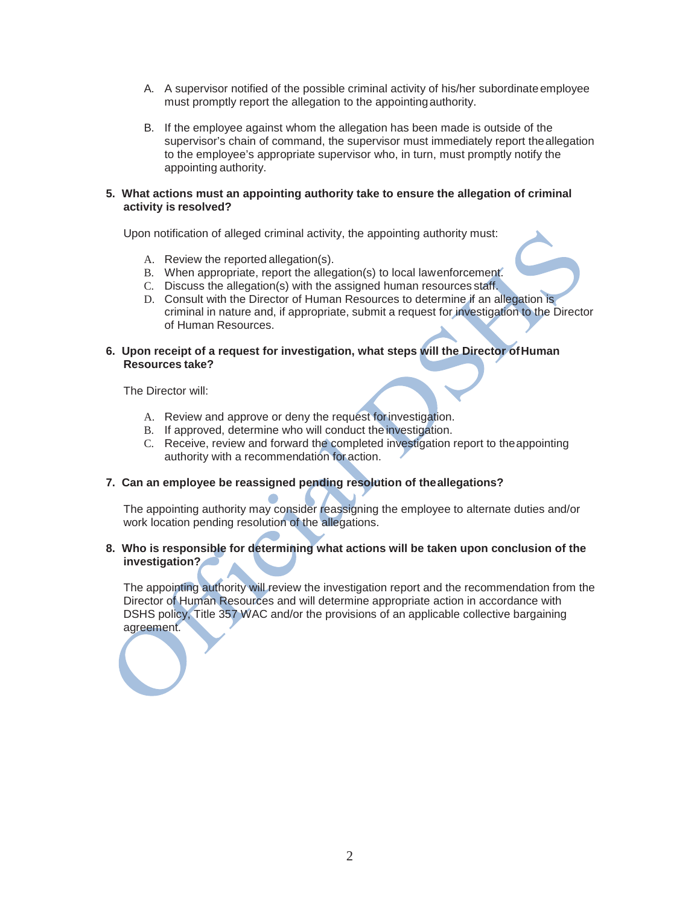A. A supervisor notified of the possible criminal activity of his/her subordinate employee must promptly report the allegation to the appointing authority.

B. If the employee against whom the allegation has been made is outside of the supervisor's chain of command, the supervisor must immediately report the allegation to the employee's appropriate supervisor who, in turn, must promptly notify the appointing authority.

**5. What actions must an appointing authority take to ensure the allegation of criminal activity is resolved?**

Upon notification of alleged criminal activity, the appointing authority must:

A. Review the reported allegation(s).
B. When appropriate, report the allegation(s) to local law enforcement.
C. Discuss the allegation(s) with the assigned human resources staff.
D. Consult with the Director of Human Resources to determine if an allegation is criminal in nature and, if appropriate, submit a request for investigation to the Director of Human Resources.

**6. Upon receipt of a request for investigation, what steps will the Director of Human Resources take?**

The Director will:

A. Review and approve or deny the request for investigation.
B. If approved, determine who will conduct the investigation.
C. Receive, review and forward the completed investigation report to the appointing authority with a recommendation for action.

**7. Can an employee be reassigned pending resolution of the allegations?**

The appointing authority may consider reassigning the employee to alternate duties and/or work location pending resolution of the allegations.

**8. Who is responsible for determining what actions will be taken upon conclusion of the investigation?**

The appointing authority will review the investigation report and the recommendation from the Director of Human Resources and will determine appropriate action in accordance with DSHS policy, Title 357 WAC and/or the provisions of an applicable collective bargaining agreement.